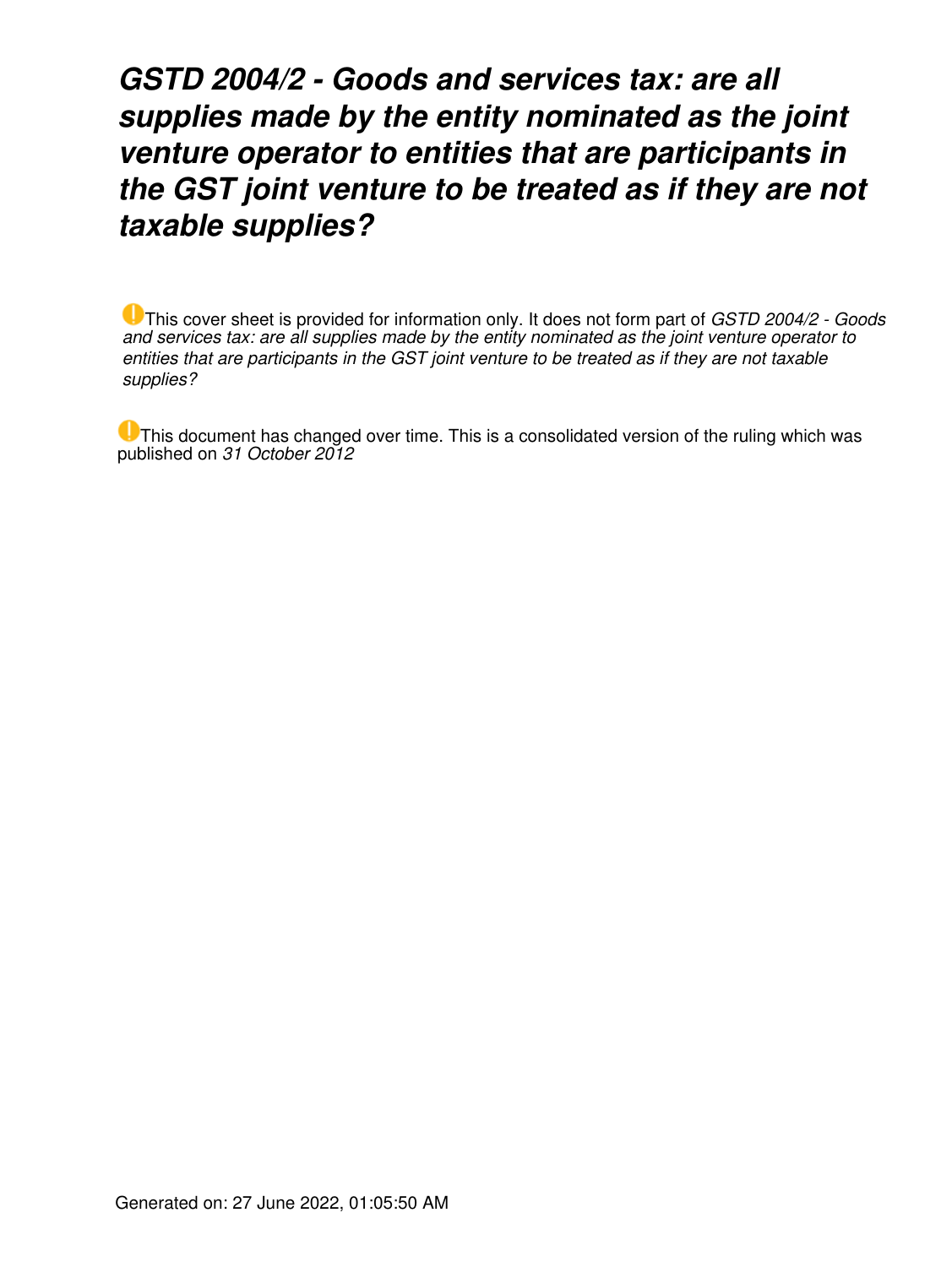# *GSTD 2004/2 - Goods and services tax: are all supplies made by the entity nominated as the joint venture operator to entities that are participants in the GST joint venture to be treated as if they are not taxable supplies?*

This cover sheet is provided for information only. It does not form part of *GSTD 2004/2 - Goods and services tax: are all supplies made by the entity nominated as the joint venture operator to entities that are participants in the GST joint venture to be treated as if they are not taxable supplies?*

This document has changed over time. This is a consolidated version of the ruling which was published on *31 October 2012*

Generated on: 27 June 2022, 01:05:50 AM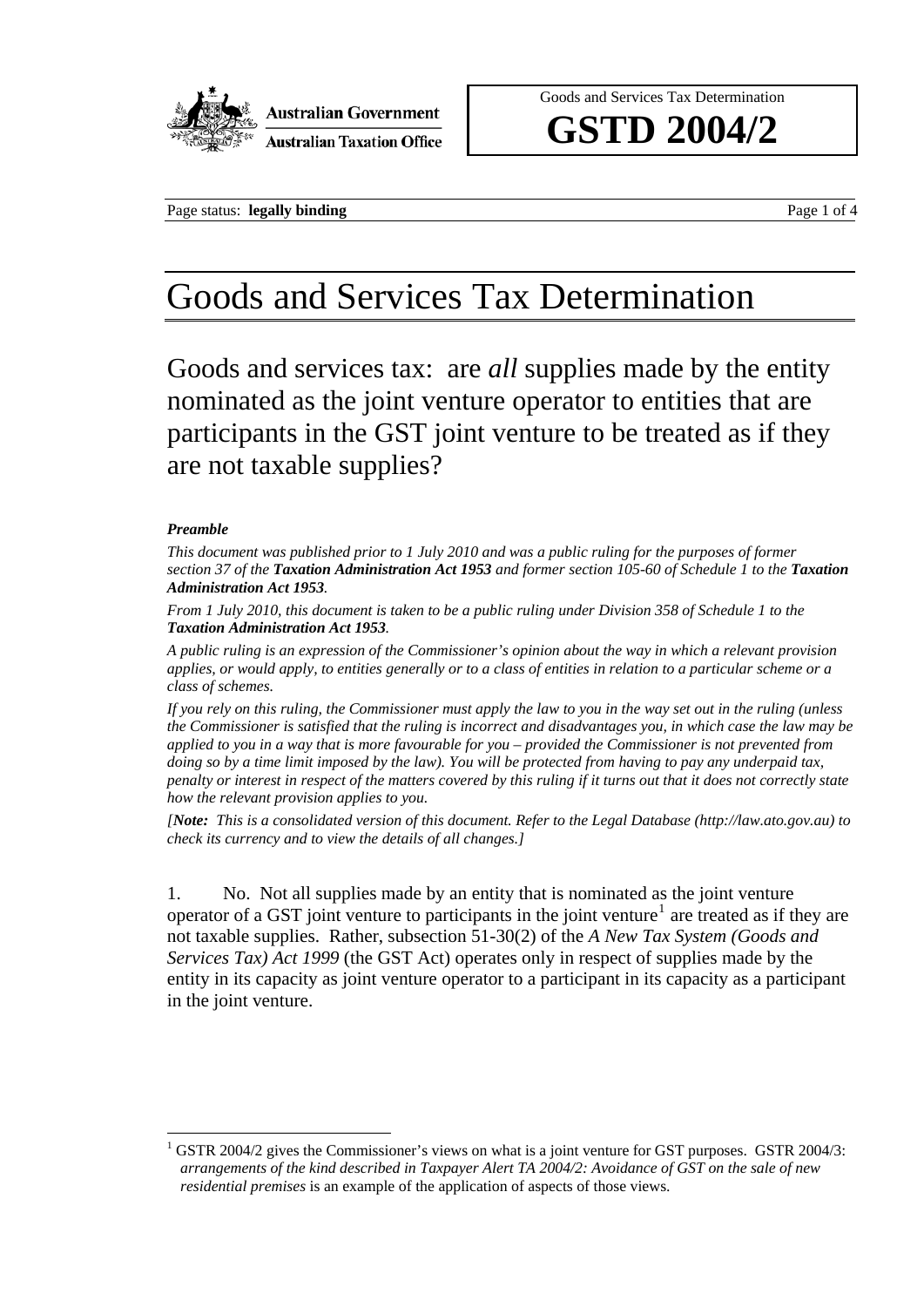Goods and Services Tax Determination

# GSTD 2004/2

# Goods and Services Tax Determination

## Goods and services tax: are *all* supplies made by the entity nominated as the joint venture operator to entities that are participants in the GST joint venture to be treated as if they are not taxable supplies?

***Preamble***

*This document was published prior to 1 July 2010 and was a public ruling for the purposes of former section 37 of the **Taxation Administration Act 1953** and former section 105-60 of Schedule 1 to the **Taxation Administration Act 1953**.*

*From 1 July 2010, this document is taken to be a public ruling under Division 358 of Schedule 1 to the **Taxation Administration Act 1953**.*

*A public ruling is an expression of the Commissioner's opinion about the way in which a relevant provision applies, or would apply, to entities generally or to a class of entities in relation to a particular scheme or a class of schemes.*

*If you rely on this ruling, the Commissioner must apply the law to you in the way set out in the ruling (unless the Commissioner is satisfied that the ruling is incorrect and disadvantages you, in which case the law may be applied to you in a way that is more favourable for you – provided the Commissioner is not prevented from doing so by a time limit imposed by the law). You will be protected from having to pay any underpaid tax, penalty or interest in respect of the matters covered by this ruling if it turns out that it does not correctly state how the relevant provision applies to you.*

*[**Note:** This is a consolidated version of this document. Refer to the Legal Database (http://law.ato.gov.au) to check its currency and to view the details of all changes.]*

1. No. Not all supplies made by an entity that is nominated as the joint venture operator of a GST joint venture to participants in the joint venture[1] are treated as if they are not taxable supplies. Rather, subsection 51-30(2) of the *A New Tax System (Goods and Services Tax) Act 1999* (the GST Act) operates only in respect of supplies made by the entity in its capacity as joint venture operator to a participant in its capacity as a participant in the joint venture.

[1] GSTR 2004/2 gives the Commissioner's views on what is a joint venture for GST purposes. GSTR 2004/3: *arrangements of the kind described in Taxpayer Alert TA 2004/2: Avoidance of GST on the sale of new residential premises* is an example of the application of aspects of those views.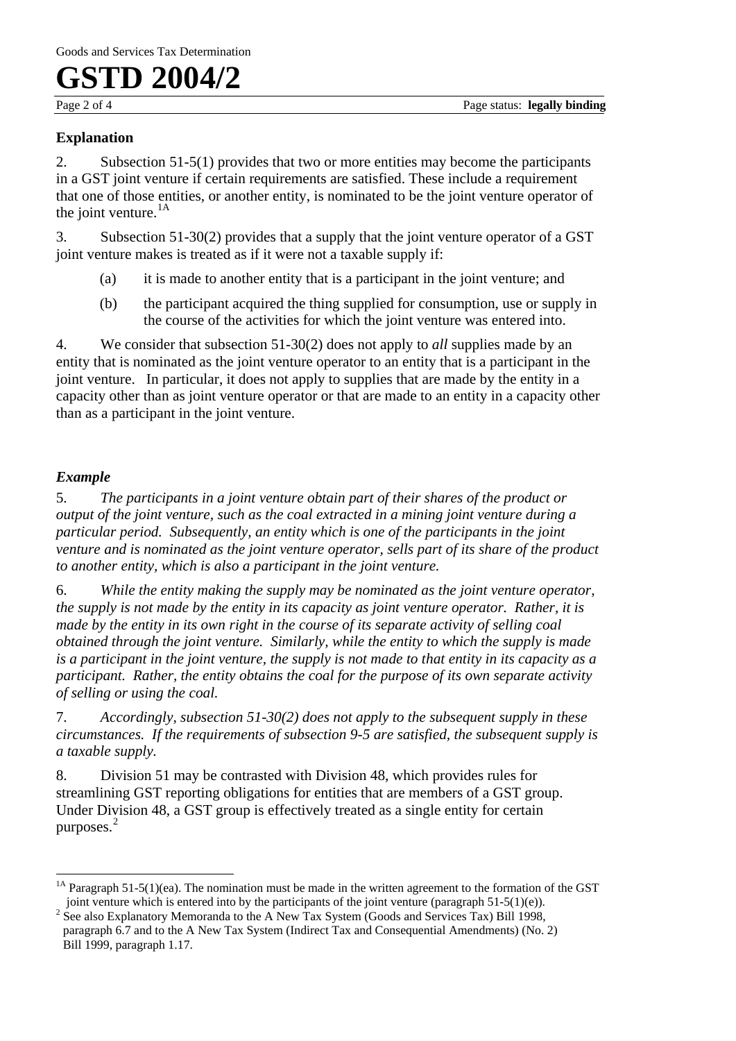## Explanation

2. Subsection 51-5(1) provides that two or more entities may become the participants in a GST joint venture if certain requirements are satisfied. These include a requirement that one of those entities, or another entity, is nominated to be the joint venture operator of the joint venture.[1A]

3. Subsection 51-30(2) provides that a supply that the joint venture operator of a GST joint venture makes is treated as if it were not a taxable supply if:

(a) it is made to another entity that is a participant in the joint venture; and

(b) the participant acquired the thing supplied for consumption, use or supply in the course of the activities for which the joint venture was entered into.

4. We consider that subsection 51-30(2) does not apply to *all* supplies made by an entity that is nominated as the joint venture operator to an entity that is a participant in the joint venture. In particular, it does not apply to supplies that are made by the entity in a capacity other than as joint venture operator or that are made to an entity in a capacity other than as a participant in the joint venture.

### *Example*

5. *The participants in a joint venture obtain part of their shares of the product or output of the joint venture, such as the coal extracted in a mining joint venture during a particular period. Subsequently, an entity which is one of the participants in the joint venture and is nominated as the joint venture operator, sells part of its share of the product to another entity, which is also a participant in the joint venture.*

6. *While the entity making the supply may be nominated as the joint venture operator, the supply is not made by the entity in its capacity as joint venture operator. Rather, it is made by the entity in its own right in the course of its separate activity of selling coal obtained through the joint venture. Similarly, while the entity to which the supply is made is a participant in the joint venture, the supply is not made to that entity in its capacity as a participant. Rather, the entity obtains the coal for the purpose of its own separate activity of selling or using the coal.*

7. *Accordingly, subsection 51-30(2) does not apply to the subsequent supply in these circumstances. If the requirements of subsection 9-5 are satisfied, the subsequent supply is a taxable supply.*

8. Division 51 may be contrasted with Division 48, which provides rules for streamlining GST reporting obligations for entities that are members of a GST group. Under Division 48, a GST group is effectively treated as a single entity for certain purposes.[2]

---

[1A] Paragraph 51-5(1)(ea). The nomination must be made in the written agreement to the formation of the GST joint venture which is entered into by the participants of the joint venture (paragraph 51-5(1)(e)).

[2] See also Explanatory Memoranda to the A New Tax System (Goods and Services Tax) Bill 1998, paragraph 6.7 and to the A New Tax System (Indirect Tax and Consequential Amendments) (No. 2) Bill 1999, paragraph 1.17.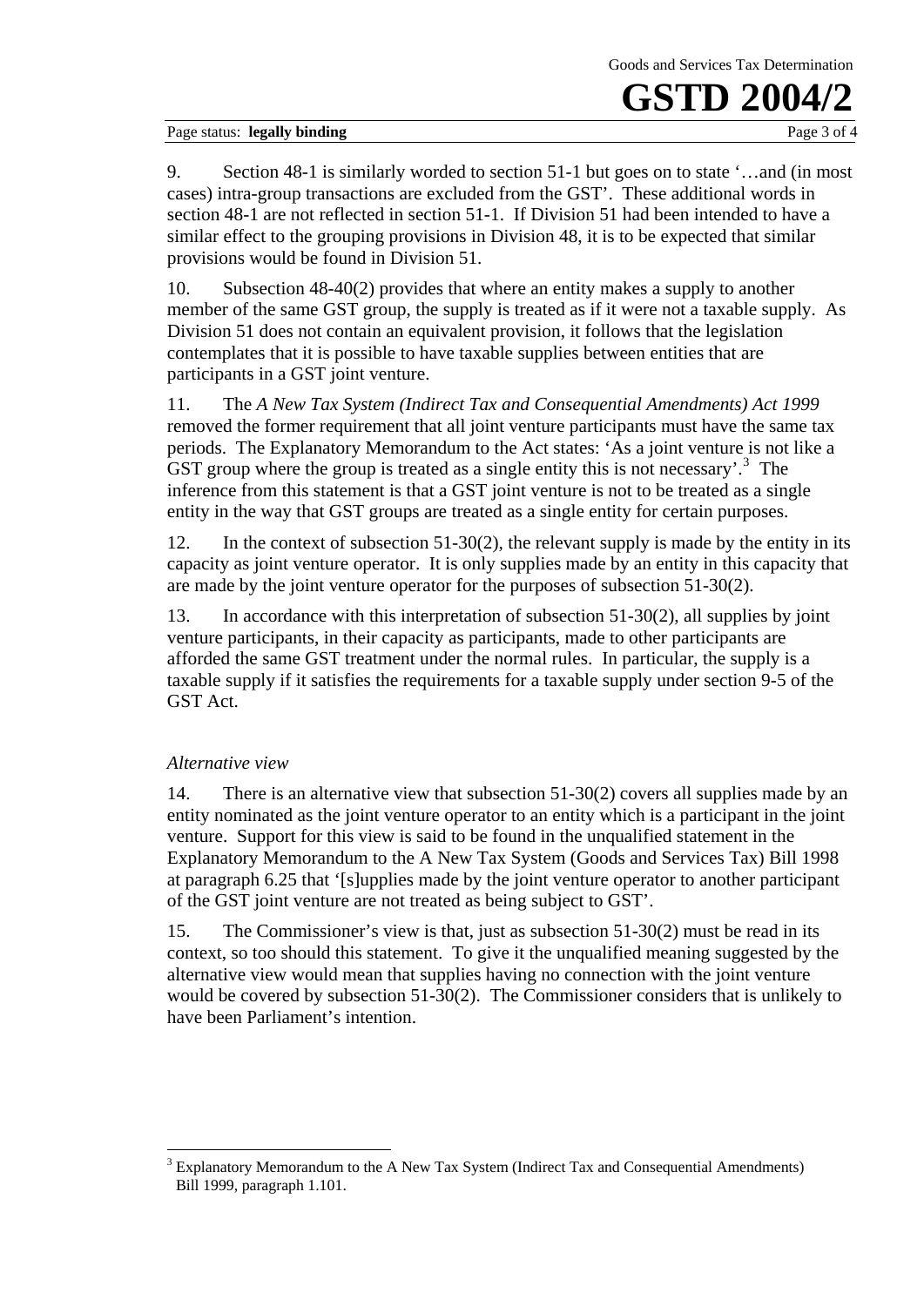9. Section 48-1 is similarly worded to section 51-1 but goes on to state '…and (in most cases) intra-group transactions are excluded from the GST'. These additional words in section 48-1 are not reflected in section 51-1. If Division 51 had been intended to have a similar effect to the grouping provisions in Division 48, it is to be expected that similar provisions would be found in Division 51.

10. Subsection 48-40(2) provides that where an entity makes a supply to another member of the same GST group, the supply is treated as if it were not a taxable supply. As Division 51 does not contain an equivalent provision, it follows that the legislation contemplates that it is possible to have taxable supplies between entities that are participants in a GST joint venture.

11. The *A New Tax System (Indirect Tax and Consequential Amendments) Act 1999* removed the former requirement that all joint venture participants must have the same tax periods. The Explanatory Memorandum to the Act states: 'As a joint venture is not like a GST group where the group is treated as a single entity this is not necessary'.[3] The inference from this statement is that a GST joint venture is not to be treated as a single entity in the way that GST groups are treated as a single entity for certain purposes.

12. In the context of subsection 51-30(2), the relevant supply is made by the entity in its capacity as joint venture operator. It is only supplies made by an entity in this capacity that are made by the joint venture operator for the purposes of subsection 51-30(2).

13. In accordance with this interpretation of subsection 51-30(2), all supplies by joint venture participants, in their capacity as participants, made to other participants are afforded the same GST treatment under the normal rules. In particular, the supply is a taxable supply if it satisfies the requirements for a taxable supply under section 9-5 of the GST Act.

*Alternative view*

14. There is an alternative view that subsection 51-30(2) covers all supplies made by an entity nominated as the joint venture operator to an entity which is a participant in the joint venture. Support for this view is said to be found in the unqualified statement in the Explanatory Memorandum to the A New Tax System (Goods and Services Tax) Bill 1998 at paragraph 6.25 that '[s]upplies made by the joint venture operator to another participant of the GST joint venture are not treated as being subject to GST'.

15. The Commissioner's view is that, just as subsection 51-30(2) must be read in its context, so too should this statement. To give it the unqualified meaning suggested by the alternative view would mean that supplies having no connection with the joint venture would be covered by subsection 51-30(2). The Commissioner considers that is unlikely to have been Parliament's intention.

---

[3] Explanatory Memorandum to the A New Tax System (Indirect Tax and Consequential Amendments) Bill 1999, paragraph 1.101.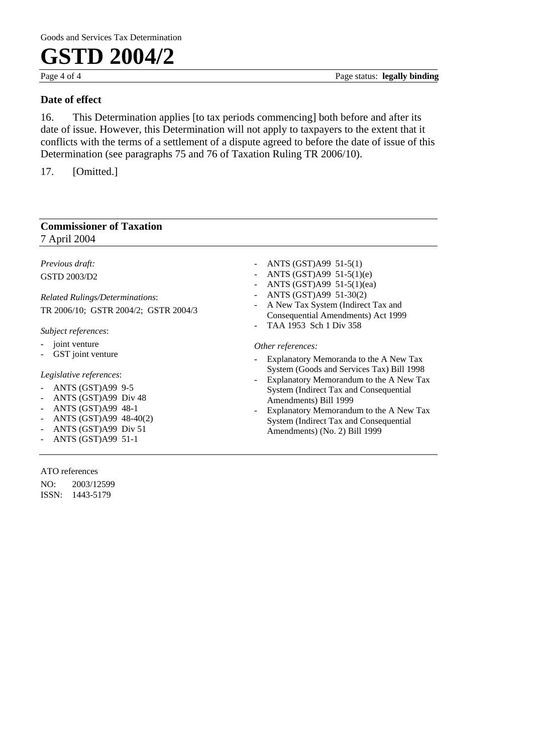## Date of effect

16. This Determination applies [to tax periods commencing] both before and after its date of issue. However, this Determination will not apply to taxpayers to the extent that it conflicts with the terms of a settlement of a dispute agreed to before the date of issue of this Determination (see paragraphs 75 and 76 of Taxation Ruling TR 2006/10).

17. [Omitted.]

**Commissioner of Taxation**
7 April 2004

*Previous draft:*
GSTD 2003/D2

*Related Rulings/Determinations*:
TR 2006/10; GSTR 2004/2; GSTR 2004/3

*Subject references*:
- joint venture
- GST joint venture

*Legislative references*:
- ANTS (GST)A99 9-5
- ANTS (GST)A99 Div 48
- ANTS (GST)A99 48-1
- ANTS (GST)A99 48-40(2)
- ANTS (GST)A99 Div 51
- ANTS (GST)A99 51-1
- ANTS (GST)A99 51-5(1)
- ANTS (GST)A99 51-5(1)(e)
- ANTS (GST)A99 51-5(1)(ea)
- ANTS (GST)A99 51-30(2)
- A New Tax System (Indirect Tax and Consequential Amendments) Act 1999
- TAA 1953 Sch 1 Div 358

*Other references:*
- Explanatory Memoranda to the A New Tax System (Goods and Services Tax) Bill 1998
- Explanatory Memorandum to the A New Tax System (Indirect Tax and Consequential Amendments) Bill 1999
- Explanatory Memorandum to the A New Tax System (Indirect Tax and Consequential Amendments) (No. 2) Bill 1999

ATO references
NO: 2003/12599
ISSN: 1443-5179